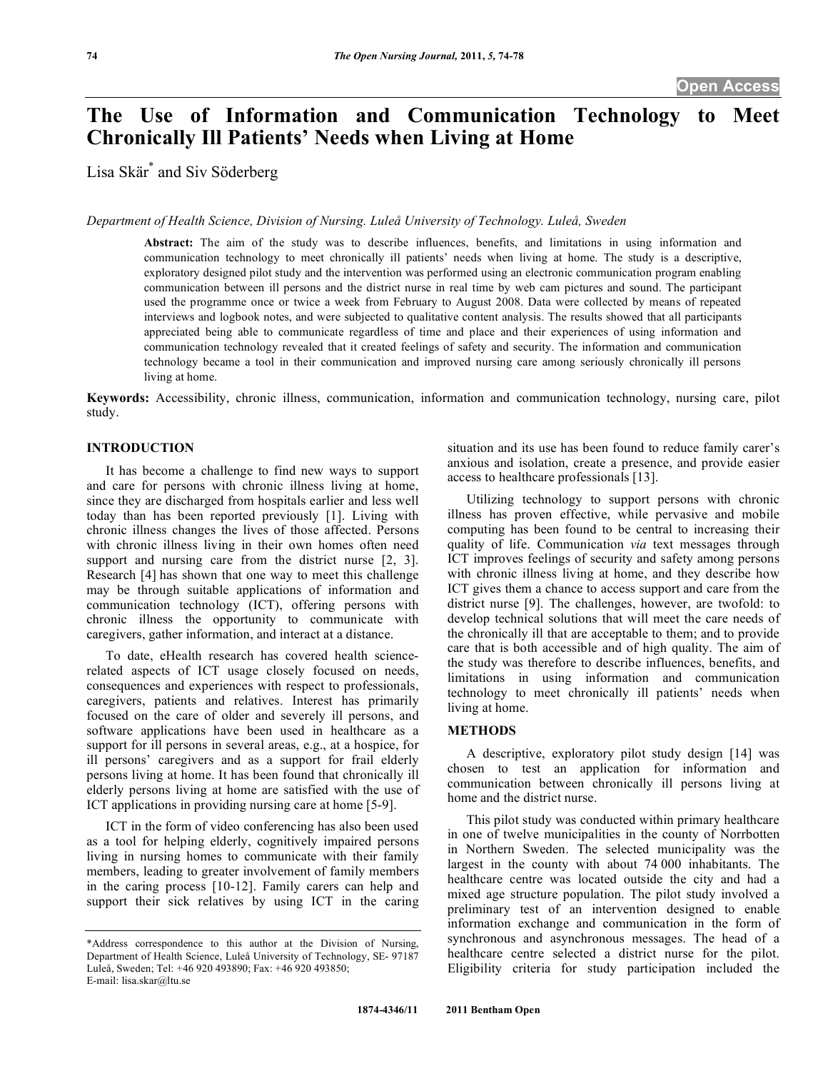Open Access

# The Use of Information and Communication Technology to Meet Chronically Ill Patients' Needs when Living at Home

Lisa Skär* and Siv Söderberg

*Department of Health Science, Division of Nursing. Luleå University of Technology. Luleå, Sweden*

**Abstract:** The aim of the study was to describe influences, benefits, and limitations in using information and communication technology to meet chronically ill patients' needs when living at home. The study is a descriptive, exploratory designed pilot study and the intervention was performed using an electronic communication program enabling communication between ill persons and the district nurse in real time by web cam pictures and sound. The participant used the programme once or twice a week from February to August 2008. Data were collected by means of repeated interviews and logbook notes, and were subjected to qualitative content analysis. The results showed that all participants appreciated being able to communicate regardless of time and place and their experiences of using information and communication technology revealed that it created feelings of safety and security. The information and communication technology became a tool in their communication and improved nursing care among seriously chronically ill persons living at home.

**Keywords:** Accessibility, chronic illness, communication, information and communication technology, nursing care, pilot study.

## INTRODUCTION

It has become a challenge to find new ways to support and care for persons with chronic illness living at home, since they are discharged from hospitals earlier and less well today than has been reported previously [1]. Living with chronic illness changes the lives of those affected. Persons with chronic illness living in their own homes often need support and nursing care from the district nurse [2, 3]. Research [4] has shown that one way to meet this challenge may be through suitable applications of information and communication technology (ICT), offering persons with chronic illness the opportunity to communicate with caregivers, gather information, and interact at a distance.

To date, eHealth research has covered health science-related aspects of ICT usage closely focused on needs, consequences and experiences with respect to professionals, caregivers, patients and relatives. Interest has primarily focused on the care of older and severely ill persons, and software applications have been used in healthcare as a support for ill persons in several areas, e.g., at a hospice, for ill persons' caregivers and as a support for frail elderly persons living at home. It has been found that chronically ill elderly persons living at home are satisfied with the use of ICT applications in providing nursing care at home [5-9].

ICT in the form of video conferencing has also been used as a tool for helping elderly, cognitively impaired persons living in nursing homes to communicate with their family members, leading to greater involvement of family members in the caring process [10-12]. Family carers can help and support their sick relatives by using ICT in the caring situation and its use has been found to reduce family carer's anxious and isolation, create a presence, and provide easier access to healthcare professionals [13].

Utilizing technology to support persons with chronic illness has proven effective, while pervasive and mobile computing has been found to be central to increasing their quality of life. Communication *via* text messages through ICT improves feelings of security and safety among persons with chronic illness living at home, and they describe how ICT gives them a chance to access support and care from the district nurse [9]. The challenges, however, are twofold: to develop technical solutions that will meet the care needs of the chronically ill that are acceptable to them; and to provide care that is both accessible and of high quality. The aim of the study was therefore to describe influences, benefits, and limitations in using information and communication technology to meet chronically ill patients' needs when living at home.

## METHODS

A descriptive, exploratory pilot study design [14] was chosen to test an application for information and communication between chronically ill persons living at home and the district nurse.

This pilot study was conducted within primary healthcare in one of twelve municipalities in the county of Norrbotten in Northern Sweden. The selected municipality was the largest in the county with about 74 000 inhabitants. The healthcare centre was located outside the city and had a mixed age structure population. The pilot study involved a preliminary test of an intervention designed to enable information exchange and communication in the form of synchronous and asynchronous messages. The head of a healthcare centre selected a district nurse for the pilot. Eligibility criteria for study participation included the

*Address correspondence to this author at the Division of Nursing, Department of Health Science, Luleå University of Technology, SE- 97187 Luleå, Sweden; Tel: +46 920 493890; Fax: +46 920 493850; E-mail: lisa.skar@ltu.se

1874-4346/11 2011 Bentham Open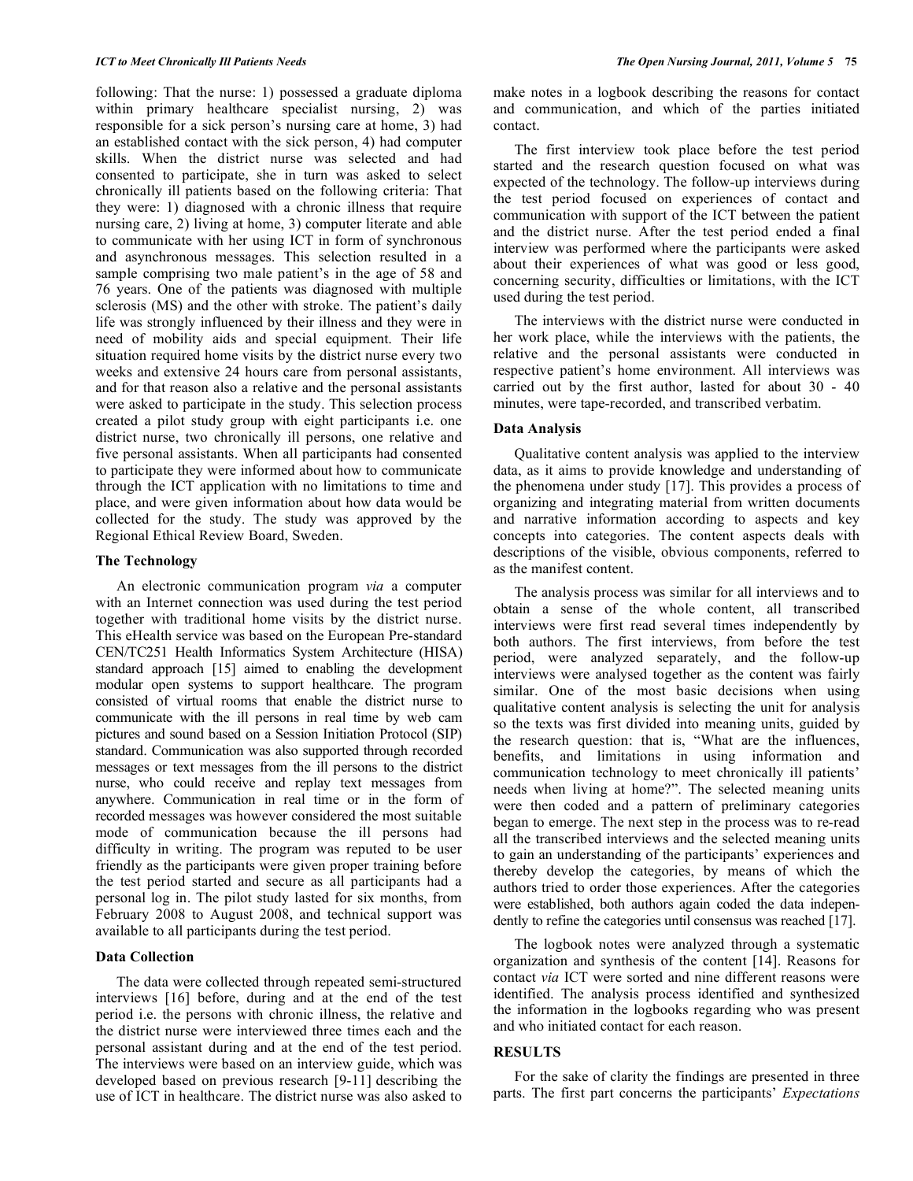following: That the nurse: 1) possessed a graduate diploma within primary healthcare specialist nursing, 2) was responsible for a sick person's nursing care at home, 3) had an established contact with the sick person, 4) had computer skills. When the district nurse was selected and had consented to participate, she in turn was asked to select chronically ill patients based on the following criteria: That they were: 1) diagnosed with a chronic illness that require nursing care, 2) living at home, 3) computer literate and able to communicate with her using ICT in form of synchronous and asynchronous messages. This selection resulted in a sample comprising two male patient's in the age of 58 and 76 years. One of the patients was diagnosed with multiple sclerosis (MS) and the other with stroke. The patient's daily life was strongly influenced by their illness and they were in need of mobility aids and special equipment. Their life situation required home visits by the district nurse every two weeks and extensive 24 hours care from personal assistants, and for that reason also a relative and the personal assistants were asked to participate in the study. This selection process created a pilot study group with eight participants i.e. one district nurse, two chronically ill persons, one relative and five personal assistants. When all participants had consented to participate they were informed about how to communicate through the ICT application with no limitations to time and place, and were given information about how data would be collected for the study. The study was approved by the Regional Ethical Review Board, Sweden.

### The Technology

An electronic communication program *via* a computer with an Internet connection was used during the test period together with traditional home visits by the district nurse. This eHealth service was based on the European Pre-standard CEN/TC251 Health Informatics System Architecture (HISA) standard approach [15] aimed to enabling the development modular open systems to support healthcare. The program consisted of virtual rooms that enable the district nurse to communicate with the ill persons in real time by web cam pictures and sound based on a Session Initiation Protocol (SIP) standard. Communication was also supported through recorded messages or text messages from the ill persons to the district nurse, who could receive and replay text messages from anywhere. Communication in real time or in the form of recorded messages was however considered the most suitable mode of communication because the ill persons had difficulty in writing. The program was reputed to be user friendly as the participants were given proper training before the test period started and secure as all participants had a personal log in. The pilot study lasted for six months, from February 2008 to August 2008, and technical support was available to all participants during the test period.

### Data Collection

The data were collected through repeated semi-structured interviews [16] before, during and at the end of the test period i.e. the persons with chronic illness, the relative and the district nurse were interviewed three times each and the personal assistant during and at the end of the test period. The interviews were based on an interview guide, which was developed based on previous research [9-11] describing the use of ICT in healthcare. The district nurse was also asked to make notes in a logbook describing the reasons for contact and communication, and which of the parties initiated contact.

The first interview took place before the test period started and the research question focused on what was expected of the technology. The follow-up interviews during the test period focused on experiences of contact and communication with support of the ICT between the patient and the district nurse. After the test period ended a final interview was performed where the participants were asked about their experiences of what was good or less good, concerning security, difficulties or limitations, with the ICT used during the test period.

The interviews with the district nurse were conducted in her work place, while the interviews with the patients, the relative and the personal assistants were conducted in respective patient's home environment. All interviews was carried out by the first author, lasted for about 30 - 40 minutes, were tape-recorded, and transcribed verbatim.

### Data Analysis

Qualitative content analysis was applied to the interview data, as it aims to provide knowledge and understanding of the phenomena under study [17]. This provides a process of organizing and integrating material from written documents and narrative information according to aspects and key concepts into categories. The content aspects deals with descriptions of the visible, obvious components, referred to as the manifest content.

The analysis process was similar for all interviews and to obtain a sense of the whole content, all transcribed interviews were first read several times independently by both authors. The first interviews, from before the test period, were analyzed separately, and the follow-up interviews were analysed together as the content was fairly similar. One of the most basic decisions when using qualitative content analysis is selecting the unit for analysis so the texts was first divided into meaning units, guided by the research question: that is, "What are the influences, benefits, and limitations in using information and communication technology to meet chronically ill patients' needs when living at home?". The selected meaning units were then coded and a pattern of preliminary categories began to emerge. The next step in the process was to re-read all the transcribed interviews and the selected meaning units to gain an understanding of the participants' experiences and thereby develop the categories, by means of which the authors tried to order those experiences. After the categories were established, both authors again coded the data independently to refine the categories until consensus was reached [17].

The logbook notes were analyzed through a systematic organization and synthesis of the content [14]. Reasons for contact *via* ICT were sorted and nine different reasons were identified. The analysis process identified and synthesized the information in the logbooks regarding who was present and who initiated contact for each reason.

## RESULTS

For the sake of clarity the findings are presented in three parts. The first part concerns the participants' *Expectations*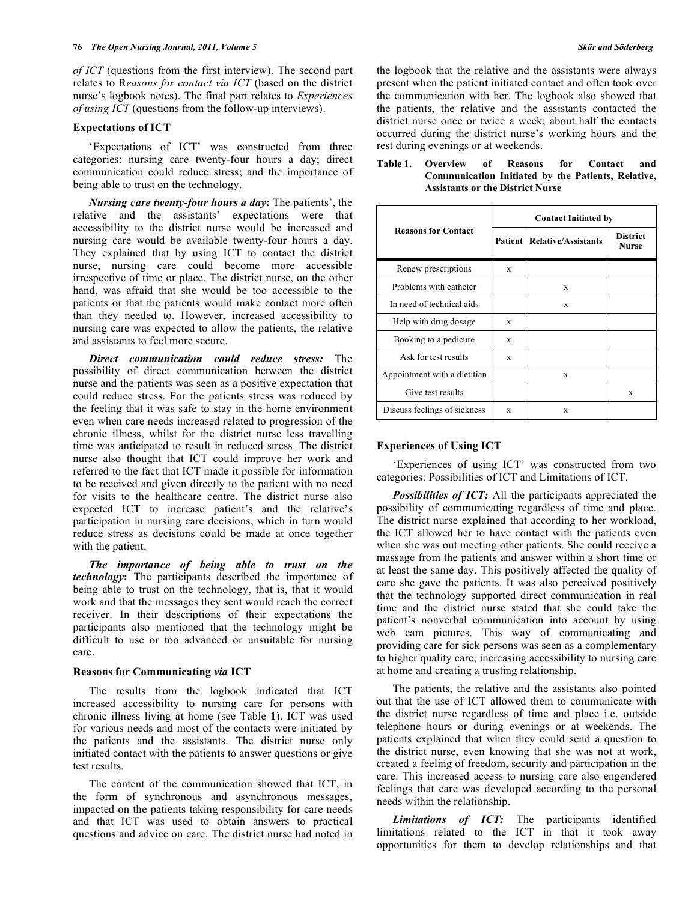*of ICT* (questions from the first interview). The second part relates to R*easons for contact via ICT* (based on the district nurse's logbook notes). The final part relates to *Experiences of using ICT* (questions from the follow-up interviews).

### Expectations of ICT

'Expectations of ICT' was constructed from three categories: nursing care twenty-four hours a day; direct communication could reduce stress; and the importance of being able to trust on the technology.

***Nursing care twenty-four hours a day*:** The patients', the relative and the assistants' expectations were that accessibility to the district nurse would be increased and nursing care would be available twenty-four hours a day. They explained that by using ICT to contact the district nurse, nursing care could become more accessible irrespective of time or place. The district nurse, on the other hand, was afraid that she would be too accessible to the patients or that the patients would make contact more often than they needed to. However, increased accessibility to nursing care was expected to allow the patients, the relative and assistants to feel more secure.

***Direct communication could reduce stress:*** The possibility of direct communication between the district nurse and the patients was seen as a positive expectation that could reduce stress. For the patients stress was reduced by the feeling that it was safe to stay in the home environment even when care needs increased related to progression of the chronic illness, whilst for the district nurse less travelling time was anticipated to result in reduced stress. The district nurse also thought that ICT could improve her work and referred to the fact that ICT made it possible for information to be received and given directly to the patient with no need for visits to the healthcare centre. The district nurse also expected ICT to increase patient's and the relative's participation in nursing care decisions, which in turn would reduce stress as decisions could be made at once together with the patient.

***The importance of being able to trust on the technology*:** The participants described the importance of being able to trust on the technology, that is, that it would work and that the messages they sent would reach the correct receiver. In their descriptions of their expectations the participants also mentioned that the technology might be difficult to use or too advanced or unsuitable for nursing care.

### Reasons for Communicating *via* ICT

The results from the logbook indicated that ICT increased accessibility to nursing care for persons with chronic illness living at home (see Table **1**). ICT was used for various needs and most of the contacts were initiated by the patients and the assistants. The district nurse only initiated contact with the patients to answer questions or give test results.

The content of the communication showed that ICT, in the form of synchronous and asynchronous messages, impacted on the patients taking responsibility for care needs and that ICT was used to obtain answers to practical questions and advice on care. The district nurse had noted in the logbook that the relative and the assistants were always present when the patient initiated contact and often took over the communication with her. The logbook also showed that the patients, the relative and the assistants contacted the district nurse once or twice a week; about half the contacts occurred during the district nurse's working hours and the rest during evenings or at weekends.

**Table 1. Overview of Reasons for Contact and Communication Initiated by the Patients, Relative, Assistants or the District Nurse**

| Reasons for Contact | Contact Initiated by | | |
|---|---|---|---|
| | Patient | Relative/Assistants | District Nurse |
| Renew prescriptions | x | | |
| Problems with catheter | | x | |
| In need of technical aids | | x | |
| Help with drug dosage | x | | |
| Booking to a pedicure | x | | |
| Ask for test results | x | | |
| Appointment with a dietitian | | x | |
| Give test results | | | x |
| Discuss feelings of sickness | x | x | |

### Experiences of Using ICT

'Experiences of using ICT' was constructed from two categories: Possibilities of ICT and Limitations of ICT.

***Possibilities of ICT:*** All the participants appreciated the possibility of communicating regardless of time and place. The district nurse explained that according to her workload, the ICT allowed her to have contact with the patients even when she was out meeting other patients. She could receive a massage from the patients and answer within a short time or at least the same day. This positively affected the quality of care she gave the patients. It was also perceived positively that the technology supported direct communication in real time and the district nurse stated that she could take the patient's nonverbal communication into account by using web cam pictures. This way of communicating and providing care for sick persons was seen as a complementary to higher quality care, increasing accessibility to nursing care at home and creating a trusting relationship.

The patients, the relative and the assistants also pointed out that the use of ICT allowed them to communicate with the district nurse regardless of time and place i.e. outside telephone hours or during evenings or at weekends. The patients explained that when they could send a question to the district nurse, even knowing that she was not at work, created a feeling of freedom, security and participation in the care. This increased access to nursing care also engendered feelings that care was developed according to the personal needs within the relationship.

***Limitations of ICT:*** The participants identified limitations related to the ICT in that it took away opportunities for them to develop relationships and that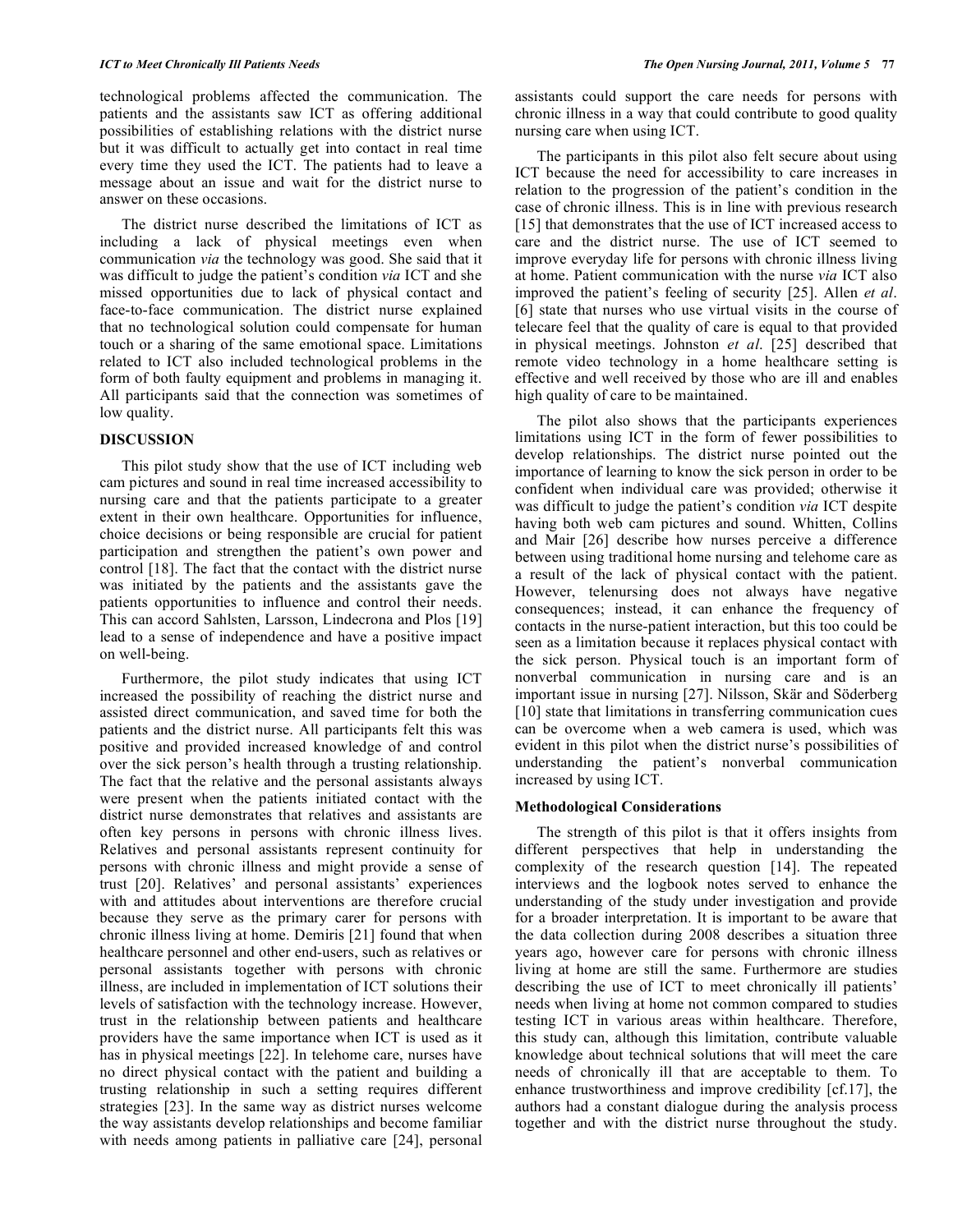technological problems affected the communication. The patients and the assistants saw ICT as offering additional possibilities of establishing relations with the district nurse but it was difficult to actually get into contact in real time every time they used the ICT. The patients had to leave a message about an issue and wait for the district nurse to answer on these occasions.

The district nurse described the limitations of ICT as including a lack of physical meetings even when communication *via* the technology was good. She said that it was difficult to judge the patient's condition *via* ICT and she missed opportunities due to lack of physical contact and face-to-face communication. The district nurse explained that no technological solution could compensate for human touch or a sharing of the same emotional space. Limitations related to ICT also included technological problems in the form of both faulty equipment and problems in managing it. All participants said that the connection was sometimes of low quality.

## DISCUSSION

This pilot study show that the use of ICT including web cam pictures and sound in real time increased accessibility to nursing care and that the patients participate to a greater extent in their own healthcare. Opportunities for influence, choice decisions or being responsible are crucial for patient participation and strengthen the patient's own power and control [18]. The fact that the contact with the district nurse was initiated by the patients and the assistants gave the patients opportunities to influence and control their needs. This can accord Sahlsten, Larsson, Lindecrona and Plos [19] lead to a sense of independence and have a positive impact on well-being.

Furthermore, the pilot study indicates that using ICT increased the possibility of reaching the district nurse and assisted direct communication, and saved time for both the patients and the district nurse. All participants felt this was positive and provided increased knowledge of and control over the sick person's health through a trusting relationship. The fact that the relative and the personal assistants always were present when the patients initiated contact with the district nurse demonstrates that relatives and assistants are often key persons in persons with chronic illness lives. Relatives and personal assistants represent continuity for persons with chronic illness and might provide a sense of trust [20]. Relatives' and personal assistants' experiences with and attitudes about interventions are therefore crucial because they serve as the primary carer for persons with chronic illness living at home. Demiris [21] found that when healthcare personnel and other end-users, such as relatives or personal assistants together with persons with chronic illness, are included in implementation of ICT solutions their levels of satisfaction with the technology increase. However, trust in the relationship between patients and healthcare providers have the same importance when ICT is used as it has in physical meetings [22]. In telehome care, nurses have no direct physical contact with the patient and building a trusting relationship in such a setting requires different strategies [23]. In the same way as district nurses welcome the way assistants develop relationships and become familiar with needs among patients in palliative care [24], personal assistants could support the care needs for persons with chronic illness in a way that could contribute to good quality nursing care when using ICT.

The participants in this pilot also felt secure about using ICT because the need for accessibility to care increases in relation to the progression of the patient's condition in the case of chronic illness. This is in line with previous research [15] that demonstrates that the use of ICT increased access to care and the district nurse. The use of ICT seemed to improve everyday life for persons with chronic illness living at home. Patient communication with the nurse *via* ICT also improved the patient's feeling of security [25]. Allen *et al*. [6] state that nurses who use virtual visits in the course of telecare feel that the quality of care is equal to that provided in physical meetings. Johnston *et al*. [25] described that remote video technology in a home healthcare setting is effective and well received by those who are ill and enables high quality of care to be maintained.

The pilot also shows that the participants experiences limitations using ICT in the form of fewer possibilities to develop relationships. The district nurse pointed out the importance of learning to know the sick person in order to be confident when individual care was provided; otherwise it was difficult to judge the patient's condition *via* ICT despite having both web cam pictures and sound. Whitten, Collins and Mair [26] describe how nurses perceive a difference between using traditional home nursing and telehome care as a result of the lack of physical contact with the patient. However, telenursing does not always have negative consequences; instead, it can enhance the frequency of contacts in the nurse-patient interaction, but this too could be seen as a limitation because it replaces physical contact with the sick person. Physical touch is an important form of nonverbal communication in nursing care and is an important issue in nursing [27]. Nilsson, Skär and Söderberg [10] state that limitations in transferring communication cues can be overcome when a web camera is used, which was evident in this pilot when the district nurse's possibilities of understanding the patient's nonverbal communication increased by using ICT.

### Methodological Considerations

The strength of this pilot is that it offers insights from different perspectives that help in understanding the complexity of the research question [14]. The repeated interviews and the logbook notes served to enhance the understanding of the study under investigation and provide for a broader interpretation. It is important to be aware that the data collection during 2008 describes a situation three years ago, however care for persons with chronic illness living at home are still the same. Furthermore are studies describing the use of ICT to meet chronically ill patients' needs when living at home not common compared to studies testing ICT in various areas within healthcare. Therefore, this study can, although this limitation, contribute valuable knowledge about technical solutions that will meet the care needs of chronically ill that are acceptable to them. To enhance trustworthiness and improve credibility [cf.17], the authors had a constant dialogue during the analysis process together and with the district nurse throughout the study.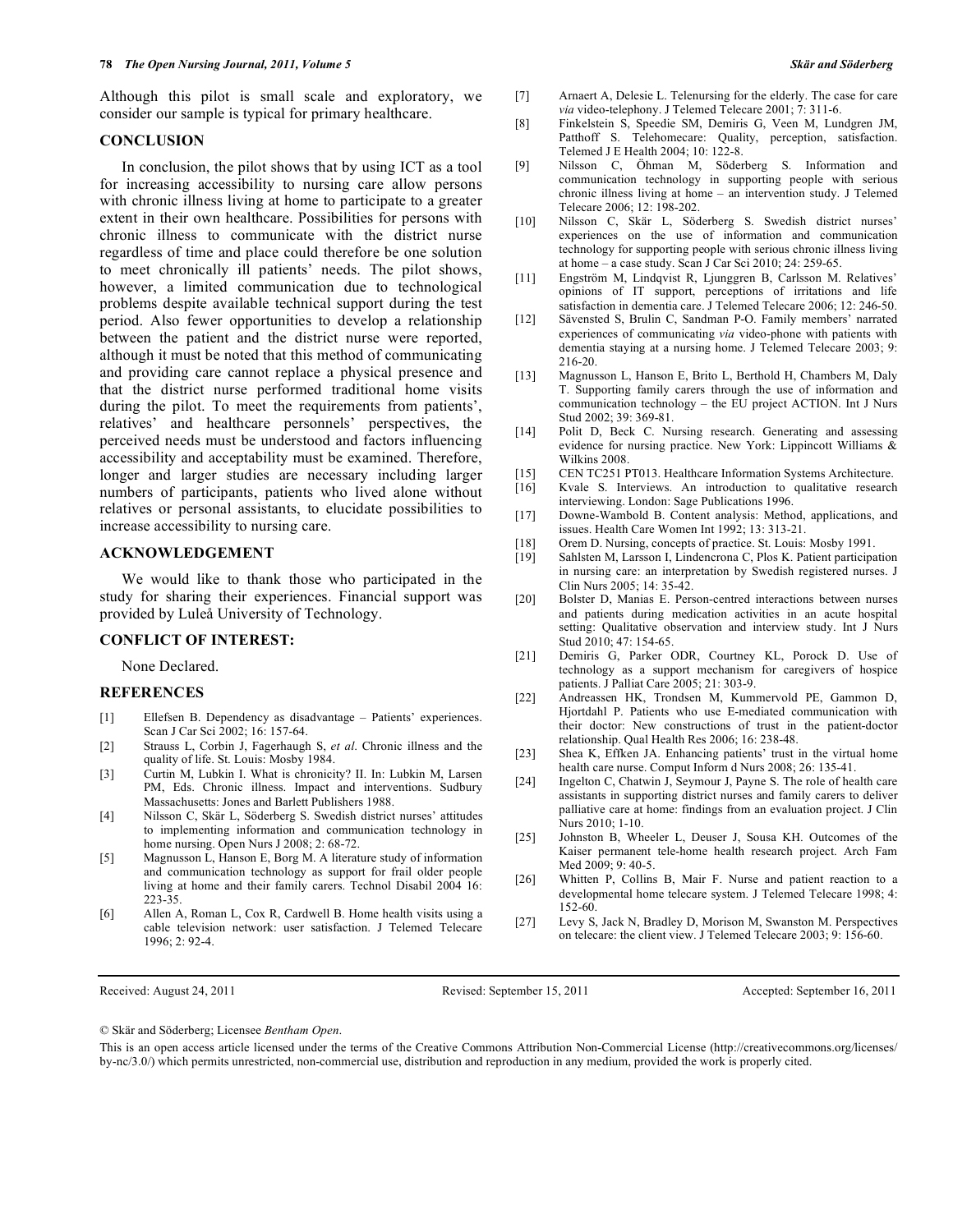Although this pilot is small scale and exploratory, we consider our sample is typical for primary healthcare.

## CONCLUSION

In conclusion, the pilot shows that by using ICT as a tool for increasing accessibility to nursing care allow persons with chronic illness living at home to participate to a greater extent in their own healthcare. Possibilities for persons with chronic illness to communicate with the district nurse regardless of time and place could therefore be one solution to meet chronically ill patients' needs. The pilot shows, however, a limited communication due to technological problems despite available technical support during the test period. Also fewer opportunities to develop a relationship between the patient and the district nurse were reported, although it must be noted that this method of communicating and providing care cannot replace a physical presence and that the district nurse performed traditional home visits during the pilot. To meet the requirements from patients', relatives' and healthcare personnels' perspectives, the perceived needs must be understood and factors influencing accessibility and acceptability must be examined. Therefore, longer and larger studies are necessary including larger numbers of participants, patients who lived alone without relatives or personal assistants, to elucidate possibilities to increase accessibility to nursing care.

## ACKNOWLEDGEMENT

We would like to thank those who participated in the study for sharing their experiences. Financial support was provided by Luleå University of Technology.

## CONFLICT OF INTEREST:

None Declared.

## REFERENCES

[1] Ellefsen B. Dependency as disadvantage – Patients' experiences. Scan J Car Sci 2002; 16: 157-64.

[2] Strauss L, Corbin J, Fagerhaugh S, *et al*. Chronic illness and the quality of life. St. Louis: Mosby 1984.

[3] Curtin M, Lubkin I. What is chronicity? II. In: Lubkin M, Larsen PM, Eds. Chronic illness. Impact and interventions. Sudbury Massachusetts: Jones and Bartlett Publishers 1988.

[4] Nilsson C, Skär L, Söderberg S. Swedish district nurses' attitudes to implementing information and communication technology in home nursing. Open Nurs J 2008; 2: 68-72.

[5] Magnusson L, Hanson E, Borg M. A literature study of information and communication technology as support for frail older people living at home and their family carers. Technol Disabil 2004 16: 223-35.

[6] Allen A, Roman L, Cox R, Cardwell B. Home health visits using a cable television network: user satisfaction. J Telemed Telecare 1996; 2: 92-4.

[7] Arnaert A, Delesie L. Telenursing for the elderly. The case for care *via* video-telephony. J Telemed Telecare 2001; 7: 311-6.

[8] Finkelstein S, Speedie SM, Demiris G, Veen M, Lundgren JM, Patthoff S. Telehomecare: Quality, perception, satisfaction. Telemed J E Health 2004; 10: 122-8.

[9] Nilsson C, Öhman M, Söderberg S. Information and communication technology in supporting people with serious chronic illness living at home – an intervention study. J Telemed Telecare 2006; 12: 198-202.

[10] Nilsson C, Skär L, Söderberg S. Swedish district nurses' experiences on the use of information and communication technology for supporting people with serious chronic illness living at home – a case study. Scan J Car Sci 2010; 24: 259-65.

[11] Engström M, Lindqvist R, Ljunggren B, Carlsson M. Relatives' opinions of IT support, perceptions of irritations and life satisfaction in dementia care. J Telemed Telecare 2006; 12: 246-50.

[12] Sävenstedt S, Brulin C, Sandman P-O. Family members' narrated experiences of communicating *via* video-phone with patients with dementia staying at a nursing home. J Telemed Telecare 2003; 9: 216-20.

[13] Magnusson L, Hanson E, Brito L, Berthold H, Chambers M, Daly T. Supporting family carers through the use of information and communication technology – the EU project ACTION. Int J Nurs Stud 2002; 39: 369-81.

[14] Polit D, Beck C. Nursing research. Generating and assessing evidence for nursing practice. New York: Lippincott Williams & Wilkins 2008.

[15] CEN TC251 PT013. Healthcare Information Systems Architecture.

[16] Kvale S. Interviews. An introduction to qualitative research interviewing. London: Sage Publications 1996.

[17] Downe-Wambold B. Content analysis: Method, applications, and issues. Health Care Women Int 1992; 13: 313-21.

[18] Orem D. Nursing, concepts of practice. St. Louis: Mosby 1991.

[19] Sahlsten M, Larsson I, Lindencrona C, Plos K. Patient participation in nursing care: an interpretation by Swedish registered nurses. J Clin Nurs 2005; 14: 35-42.

[20] Bolster D, Manias E. Person-centred interactions between nurses and patients during medication activities in an acute hospital setting: Qualitative observation and interview study. Int J Nurs Stud 2010; 47: 154-65.

[21] Demiris G, Parker ODR, Courtney KL, Porock D. Use of technology as a support mechanism for caregivers of hospice patients. J Palliat Care 2005; 21: 303-9.

[22] Andreassen HK, Trondsen M, Kummervold PE, Gammon D, Hjortdahl P. Patients who use E-mediated communication with their doctor: New constructions of trust in the patient-doctor relationship. Qual Health Res 2006; 16: 238-48.

[23] Shea K, Effken JA. Enhancing patients' trust in the virtual home health care nurse. Comput Inform d Nurs 2008; 26: 135-41.

[24] Ingelton C, Chatwin J, Seymour J, Payne S. The role of health care assistants in supporting district nurses and family carers to deliver palliative care at home: findings from an evaluation project. J Clin Nurs 2010; 1-10.

[25] Johnston B, Wheeler L, Deuser J, Sousa KH. Outcomes of the Kaiser permanent tele-home health research project. Arch Fam Med 2009; 9: 40-5.

[26] Whitten P, Collins B, Mair F. Nurse and patient reaction to a developmental home telecare system. J Telemed Telecare 1998; 4: 152-60.

[27] Levy S, Jack N, Bradley D, Morison M, Swanston M. Perspectives on telecare: the client view. J Telemed Telecare 2003; 9: 156-60.

Received: August 24, 2011 Revised: September 15, 2011 Accepted: September 16, 2011

© Skär and Söderberg; Licensee *Bentham Open*.

This is an open access article licensed under the terms of the Creative Commons Attribution Non-Commercial License (http://creativecommons.org/licenses/by-nc/3.0/) which permits unrestricted, non-commercial use, distribution and reproduction in any medium, provided the work is properly cited.